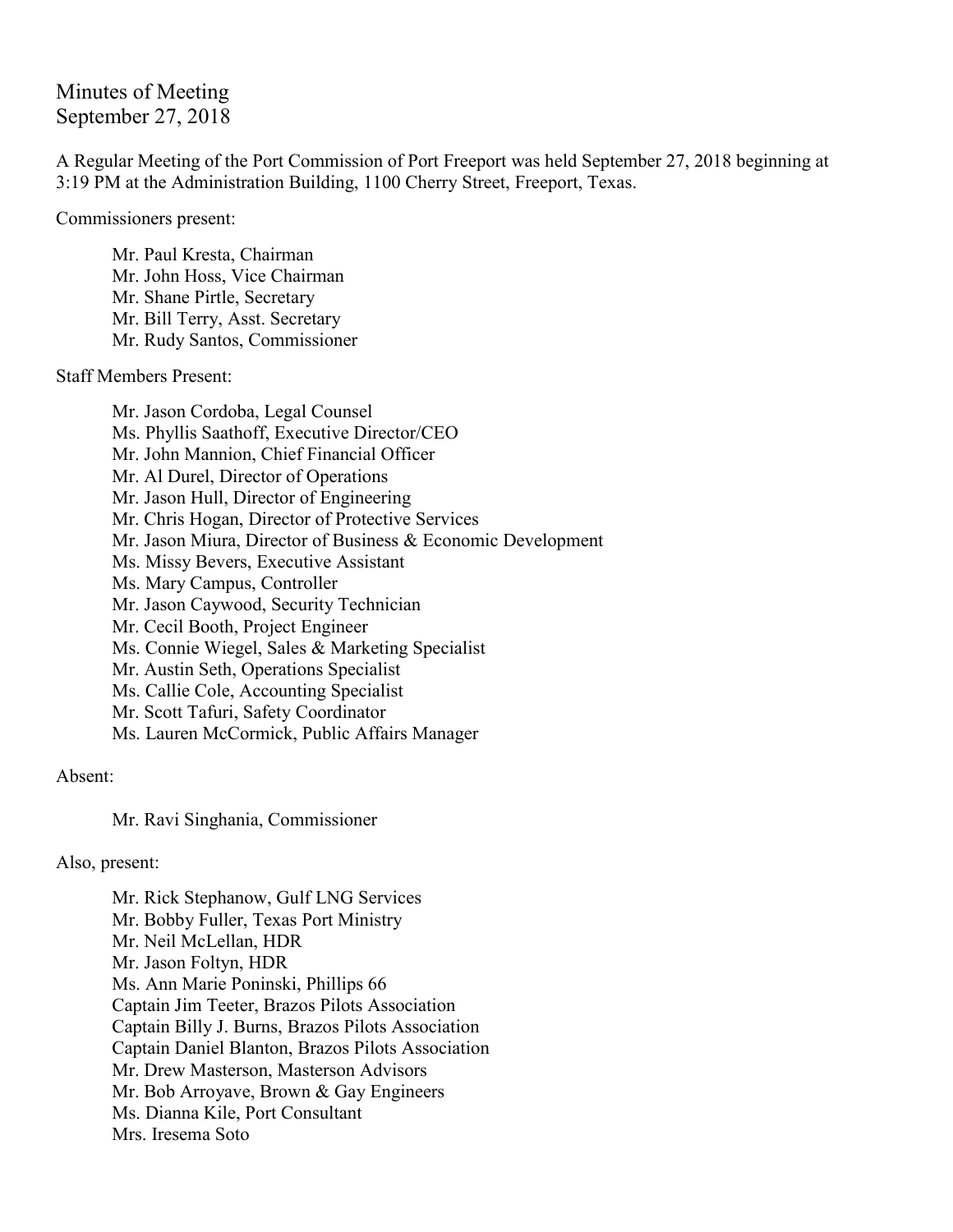# Minutes of Meeting
September 27, 2018

A Regular Meeting of the Port Commission of Port Freeport was held September 27, 2018 beginning at 3:19 PM at the Administration Building, 1100 Cherry Street, Freeport, Texas.

Commissioners present:

Mr. Paul Kresta, Chairman
Mr. John Hoss, Vice Chairman
Mr. Shane Pirtle, Secretary
Mr. Bill Terry, Asst. Secretary
Mr. Rudy Santos, Commissioner

Staff Members Present:

Mr. Jason Cordoba, Legal Counsel
Ms. Phyllis Saathoff, Executive Director/CEO
Mr. John Mannion, Chief Financial Officer
Mr. Al Durel, Director of Operations
Mr. Jason Hull, Director of Engineering
Mr. Chris Hogan, Director of Protective Services
Mr. Jason Miura, Director of Business & Economic Development
Ms. Missy Bevers, Executive Assistant
Ms. Mary Campus, Controller
Mr. Jason Caywood, Security Technician
Mr. Cecil Booth, Project Engineer
Ms. Connie Wiegel, Sales & Marketing Specialist
Mr. Austin Seth, Operations Specialist
Ms. Callie Cole, Accounting Specialist
Mr. Scott Tafuri, Safety Coordinator
Ms. Lauren McCormick, Public Affairs Manager

Absent:

Mr. Ravi Singhania, Commissioner

Also, present:

Mr. Rick Stephanow, Gulf LNG Services
Mr. Bobby Fuller, Texas Port Ministry
Mr. Neil McLellan, HDR
Mr. Jason Foltyn, HDR
Ms. Ann Marie Poninski, Phillips 66
Captain Jim Teeter, Brazos Pilots Association
Captain Billy J. Burns, Brazos Pilots Association
Captain Daniel Blanton, Brazos Pilots Association
Mr. Drew Masterson, Masterson Advisors
Mr. Bob Arroyave, Brown & Gay Engineers
Ms. Dianna Kile, Port Consultant
Mrs. Iresema Soto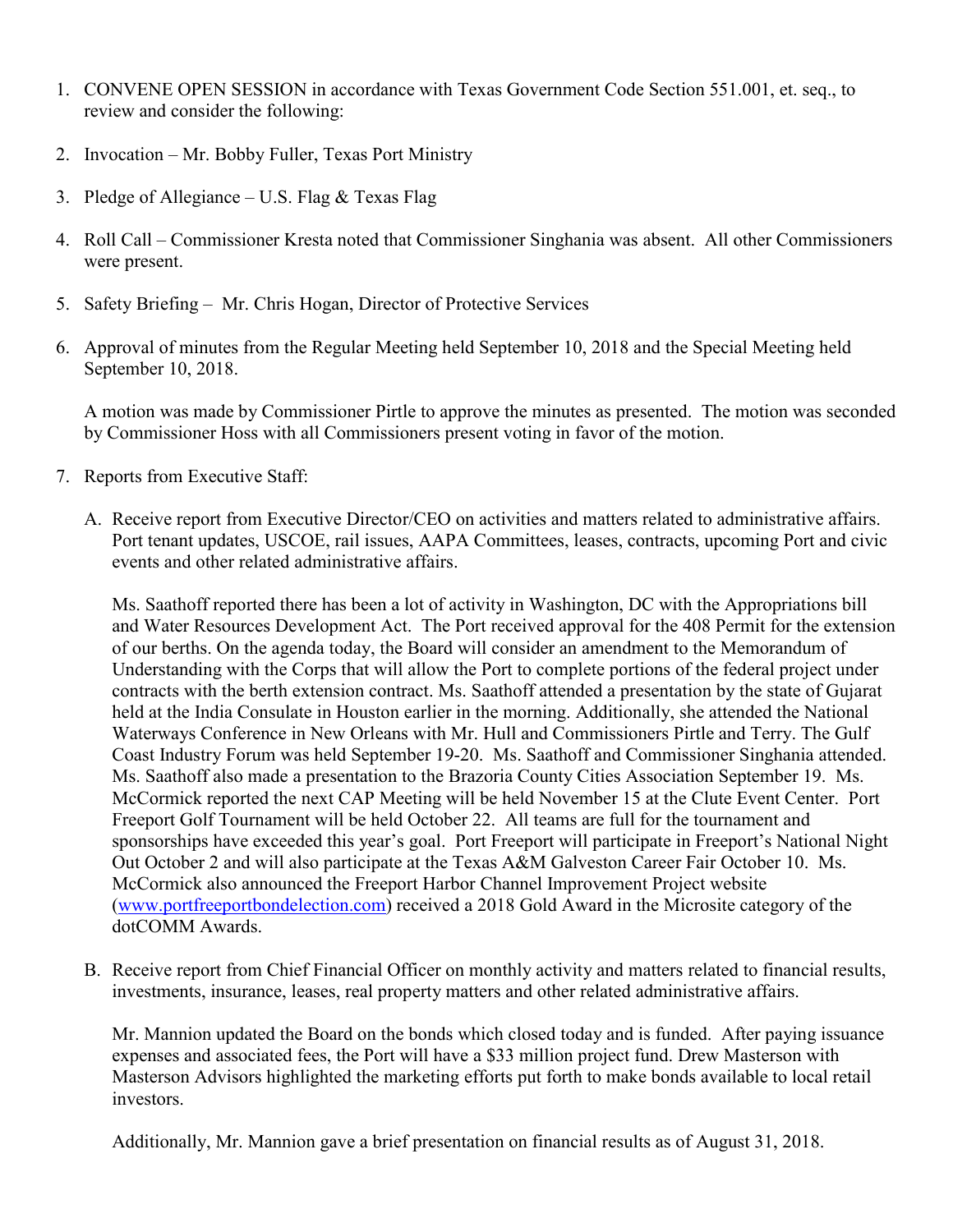1. CONVENE OPEN SESSION in accordance with Texas Government Code Section 551.001, et. seq., to review and consider the following:

2. Invocation – Mr. Bobby Fuller, Texas Port Ministry

3. Pledge of Allegiance – U.S. Flag & Texas Flag

4. Roll Call – Commissioner Kresta noted that Commissioner Singhania was absent. All other Commissioners were present.

5. Safety Briefing – Mr. Chris Hogan, Director of Protective Services

6. Approval of minutes from the Regular Meeting held September 10, 2018 and the Special Meeting held September 10, 2018.

   A motion was made by Commissioner Pirtle to approve the minutes as presented. The motion was seconded by Commissioner Hoss with all Commissioners present voting in favor of the motion.

7. Reports from Executive Staff:

   A. Receive report from Executive Director/CEO on activities and matters related to administrative affairs. Port tenant updates, USCOE, rail issues, AAPA Committees, leases, contracts, upcoming Port and civic events and other related administrative affairs.

      Ms. Saathoff reported there has been a lot of activity in Washington, DC with the Appropriations bill and Water Resources Development Act. The Port received approval for the 408 Permit for the extension of our berths. On the agenda today, the Board will consider an amendment to the Memorandum of Understanding with the Corps that will allow the Port to complete portions of the federal project under contracts with the berth extension contract. Ms. Saathoff attended a presentation by the state of Gujarat held at the India Consulate in Houston earlier in the morning. Additionally, she attended the National Waterways Conference in New Orleans with Mr. Hull and Commissioners Pirtle and Terry. The Gulf Coast Industry Forum was held September 19-20. Ms. Saathoff and Commissioner Singhania attended. Ms. Saathoff also made a presentation to the Brazoria County Cities Association September 19. Ms. McCormick reported the next CAP Meeting will be held November 15 at the Clute Event Center. Port Freeport Golf Tournament will be held October 22. All teams are full for the tournament and sponsorships have exceeded this year's goal. Port Freeport will participate in Freeport's National Night Out October 2 and will also participate at the Texas A&M Galveston Career Fair October 10. Ms. McCormick also announced the Freeport Harbor Channel Improvement Project website (www.portfreeportbondelection.com) received a 2018 Gold Award in the Microsite category of the dotCOMM Awards.

   B. Receive report from Chief Financial Officer on monthly activity and matters related to financial results, investments, insurance, leases, real property matters and other related administrative affairs.

      Mr. Mannion updated the Board on the bonds which closed today and is funded. After paying issuance expenses and associated fees, the Port will have a $33 million project fund. Drew Masterson with Masterson Advisors highlighted the marketing efforts put forth to make bonds available to local retail investors.

      Additionally, Mr. Mannion gave a brief presentation on financial results as of August 31, 2018.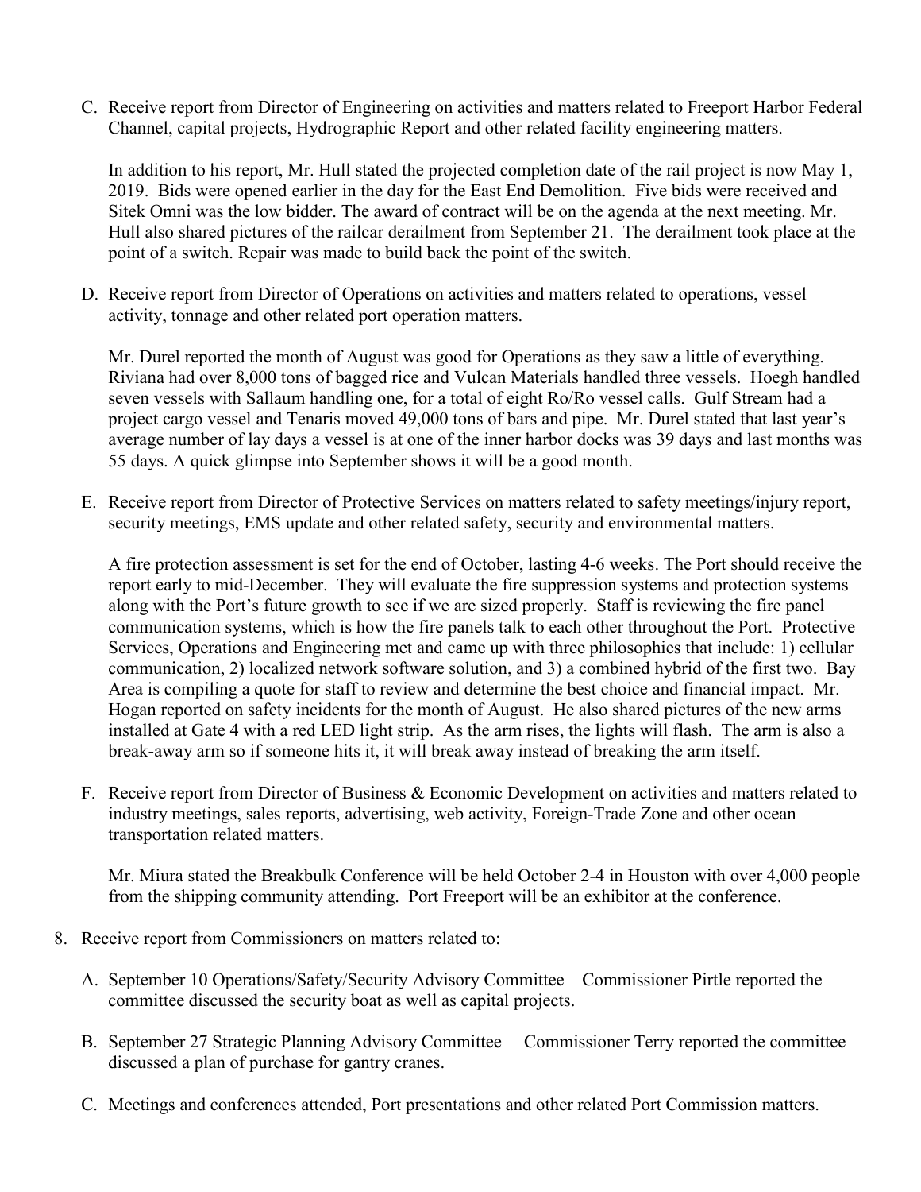C. Receive report from Director of Engineering on activities and matters related to Freeport Harbor Federal Channel, capital projects, Hydrographic Report and other related facility engineering matters.

   In addition to his report, Mr. Hull stated the projected completion date of the rail project is now May 1, 2019. Bids were opened earlier in the day for the East End Demolition. Five bids were received and Sitek Omni was the low bidder. The award of contract will be on the agenda at the next meeting. Mr. Hull also shared pictures of the railcar derailment from September 21. The derailment took place at the point of a switch. Repair was made to build back the point of the switch.

D. Receive report from Director of Operations on activities and matters related to operations, vessel activity, tonnage and other related port operation matters.

   Mr. Durel reported the month of August was good for Operations as they saw a little of everything. Riviana had over 8,000 tons of bagged rice and Vulcan Materials handled three vessels. Hoegh handled seven vessels with Sallaum handling one, for a total of eight Ro/Ro vessel calls. Gulf Stream had a project cargo vessel and Tenaris moved 49,000 tons of bars and pipe. Mr. Durel stated that last year's average number of lay days a vessel is at one of the inner harbor docks was 39 days and last months was 55 days. A quick glimpse into September shows it will be a good month.

E. Receive report from Director of Protective Services on matters related to safety meetings/injury report, security meetings, EMS update and other related safety, security and environmental matters.

   A fire protection assessment is set for the end of October, lasting 4-6 weeks. The Port should receive the report early to mid-December. They will evaluate the fire suppression systems and protection systems along with the Port's future growth to see if we are sized properly. Staff is reviewing the fire panel communication systems, which is how the fire panels talk to each other throughout the Port. Protective Services, Operations and Engineering met and came up with three philosophies that include: 1) cellular communication, 2) localized network software solution, and 3) a combined hybrid of the first two. Bay Area is compiling a quote for staff to review and determine the best choice and financial impact. Mr. Hogan reported on safety incidents for the month of August. He also shared pictures of the new arms installed at Gate 4 with a red LED light strip. As the arm rises, the lights will flash. The arm is also a break-away arm so if someone hits it, it will break away instead of breaking the arm itself.

F. Receive report from Director of Business & Economic Development on activities and matters related to industry meetings, sales reports, advertising, web activity, Foreign-Trade Zone and other ocean transportation related matters.

   Mr. Miura stated the Breakbulk Conference will be held October 2-4 in Houston with over 4,000 people from the shipping community attending. Port Freeport will be an exhibitor at the conference.

8. Receive report from Commissioners on matters related to:

   A. September 10 Operations/Safety/Security Advisory Committee – Commissioner Pirtle reported the committee discussed the security boat as well as capital projects.

   B. September 27 Strategic Planning Advisory Committee – Commissioner Terry reported the committee discussed a plan of purchase for gantry cranes.

   C. Meetings and conferences attended, Port presentations and other related Port Commission matters.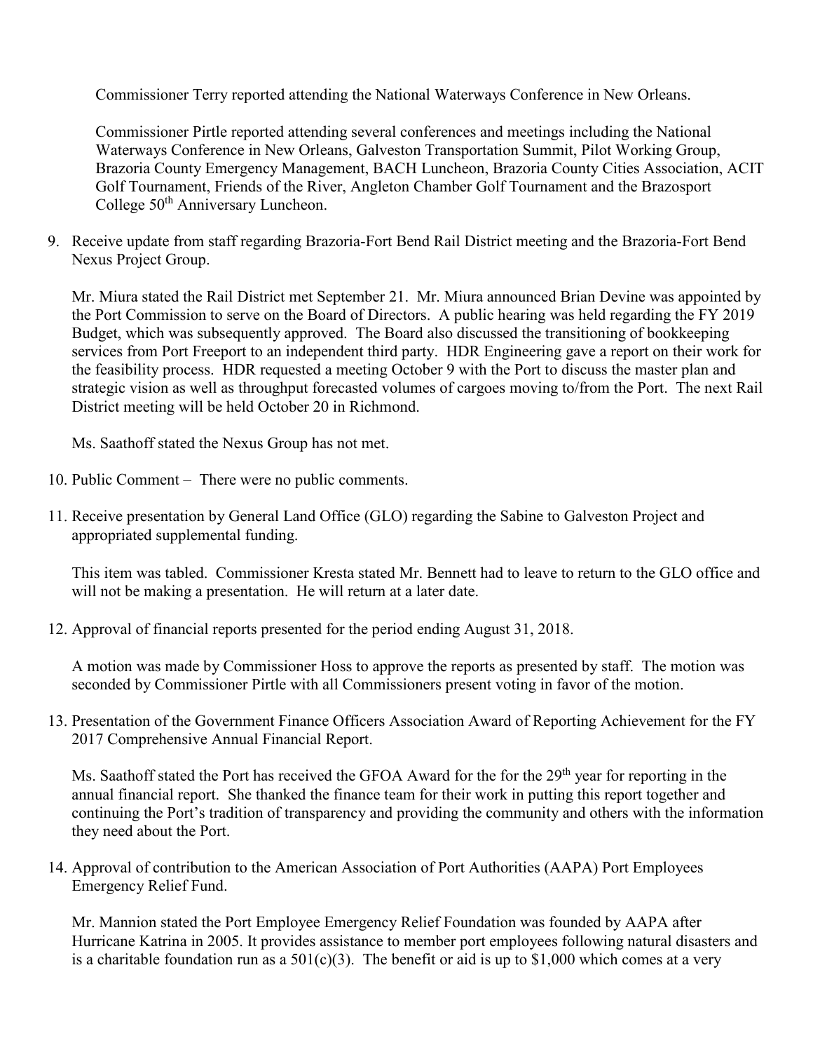Commissioner Terry reported attending the National Waterways Conference in New Orleans.

Commissioner Pirtle reported attending several conferences and meetings including the National Waterways Conference in New Orleans, Galveston Transportation Summit, Pilot Working Group, Brazoria County Emergency Management, BACH Luncheon, Brazoria County Cities Association, ACIT Golf Tournament, Friends of the River, Angleton Chamber Golf Tournament and the Brazosport College 50th Anniversary Luncheon.

9. Receive update from staff regarding Brazoria-Fort Bend Rail District meeting and the Brazoria-Fort Bend Nexus Project Group.

   Mr. Miura stated the Rail District met September 21. Mr. Miura announced Brian Devine was appointed by the Port Commission to serve on the Board of Directors. A public hearing was held regarding the FY 2019 Budget, which was subsequently approved. The Board also discussed the transitioning of bookkeeping services from Port Freeport to an independent third party. HDR Engineering gave a report on their work for the feasibility process. HDR requested a meeting October 9 with the Port to discuss the master plan and strategic vision as well as throughput forecasted volumes of cargoes moving to/from the Port. The next Rail District meeting will be held October 20 in Richmond.

   Ms. Saathoff stated the Nexus Group has not met.

10. Public Comment – There were no public comments.

11. Receive presentation by General Land Office (GLO) regarding the Sabine to Galveston Project and appropriated supplemental funding.

    This item was tabled. Commissioner Kresta stated Mr. Bennett had to leave to return to the GLO office and will not be making a presentation. He will return at a later date.

12. Approval of financial reports presented for the period ending August 31, 2018.

    A motion was made by Commissioner Hoss to approve the reports as presented by staff. The motion was seconded by Commissioner Pirtle with all Commissioners present voting in favor of the motion.

13. Presentation of the Government Finance Officers Association Award of Reporting Achievement for the FY 2017 Comprehensive Annual Financial Report.

    Ms. Saathoff stated the Port has received the GFOA Award for the for the 29th year for reporting in the annual financial report. She thanked the finance team for their work in putting this report together and continuing the Port's tradition of transparency and providing the community and others with the information they need about the Port.

14. Approval of contribution to the American Association of Port Authorities (AAPA) Port Employees Emergency Relief Fund.

    Mr. Mannion stated the Port Employee Emergency Relief Foundation was founded by AAPA after Hurricane Katrina in 2005. It provides assistance to member port employees following natural disasters and is a charitable foundation run as a 501(c)(3). The benefit or aid is up to $1,000 which comes at a very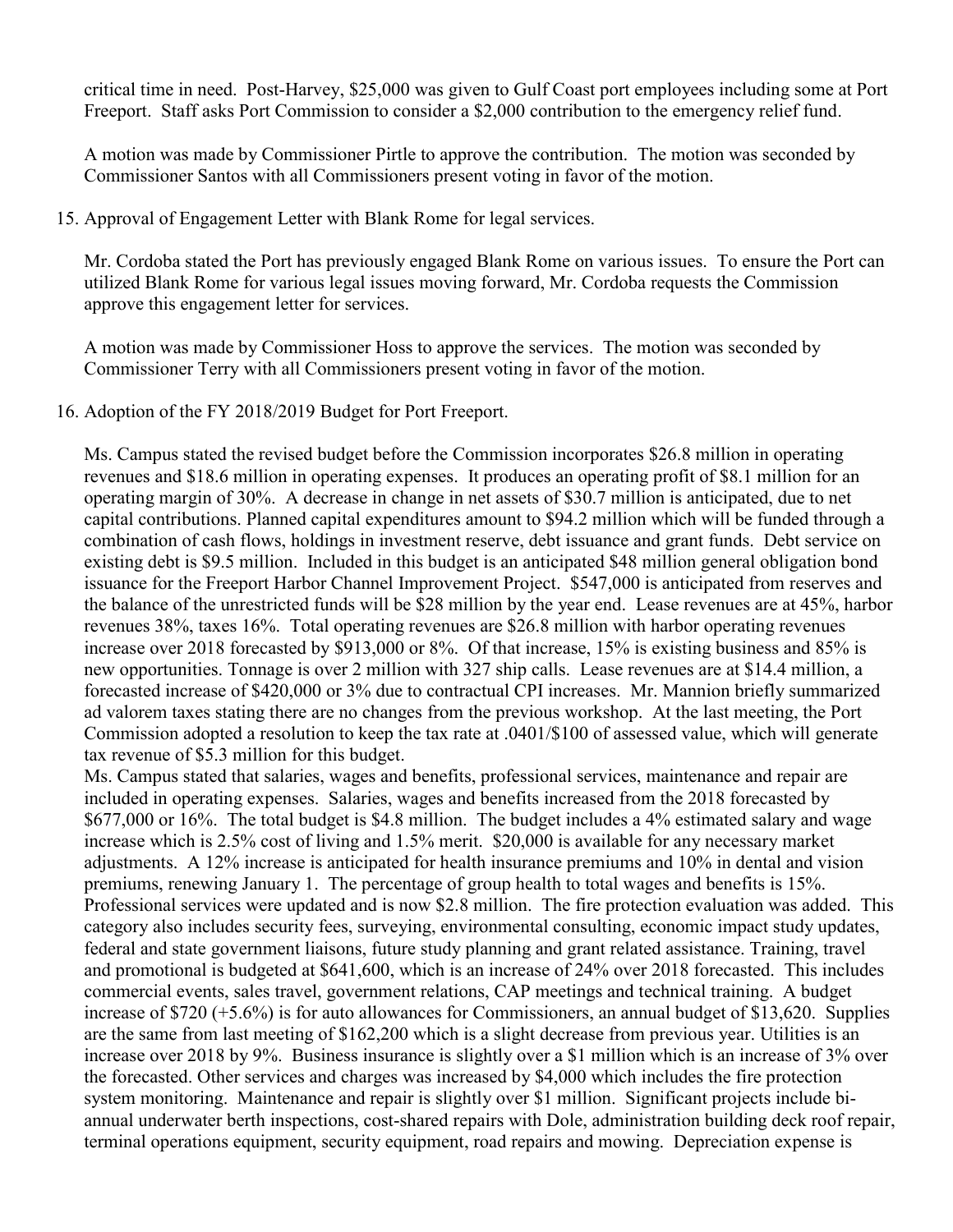critical time in need. Post-Harvey, $25,000 was given to Gulf Coast port employees including some at Port Freeport. Staff asks Port Commission to consider a $2,000 contribution to the emergency relief fund.

A motion was made by Commissioner Pirtle to approve the contribution. The motion was seconded by Commissioner Santos with all Commissioners present voting in favor of the motion.

15. Approval of Engagement Letter with Blank Rome for legal services.

    Mr. Cordoba stated the Port has previously engaged Blank Rome on various issues. To ensure the Port can utilized Blank Rome for various legal issues moving forward, Mr. Cordoba requests the Commission approve this engagement letter for services.

    A motion was made by Commissioner Hoss to approve the services. The motion was seconded by Commissioner Terry with all Commissioners present voting in favor of the motion.

16. Adoption of the FY 2018/2019 Budget for Port Freeport.

    Ms. Campus stated the revised budget before the Commission incorporates $26.8 million in operating revenues and $18.6 million in operating expenses. It produces an operating profit of $8.1 million for an operating margin of 30%. A decrease in change in net assets of $30.7 million is anticipated, due to net capital contributions. Planned capital expenditures amount to $94.2 million which will be funded through a combination of cash flows, holdings in investment reserve, debt issuance and grant funds. Debt service on existing debt is $9.5 million. Included in this budget is an anticipated $48 million general obligation bond issuance for the Freeport Harbor Channel Improvement Project. $547,000 is anticipated from reserves and the balance of the unrestricted funds will be $28 million by the year end. Lease revenues are at 45%, harbor revenues 38%, taxes 16%. Total operating revenues are $26.8 million with harbor operating revenues increase over 2018 forecasted by $913,000 or 8%. Of that increase, 15% is existing business and 85% is new opportunities. Tonnage is over 2 million with 327 ship calls. Lease revenues are at $14.4 million, a forecasted increase of $420,000 or 3% due to contractual CPI increases. Mr. Mannion briefly summarized ad valorem taxes stating there are no changes from the previous workshop. At the last meeting, the Port Commission adopted a resolution to keep the tax rate at .0401/$100 of assessed value, which will generate tax revenue of $5.3 million for this budget.

    Ms. Campus stated that salaries, wages and benefits, professional services, maintenance and repair are included in operating expenses. Salaries, wages and benefits increased from the 2018 forecasted by $677,000 or 16%. The total budget is $4.8 million. The budget includes a 4% estimated salary and wage increase which is 2.5% cost of living and 1.5% merit. $20,000 is available for any necessary market adjustments. A 12% increase is anticipated for health insurance premiums and 10% in dental and vision premiums, renewing January 1. The percentage of group health to total wages and benefits is 15%. Professional services were updated and is now $2.8 million. The fire protection evaluation was added. This category also includes security fees, surveying, environmental consulting, economic impact study updates, federal and state government liaisons, future study planning and grant related assistance. Training, travel and promotional is budgeted at $641,600, which is an increase of 24% over 2018 forecasted. This includes commercial events, sales travel, government relations, CAP meetings and technical training. A budget increase of $720 (+5.6%) is for auto allowances for Commissioners, an annual budget of $13,620. Supplies are the same from last meeting of $162,200 which is a slight decrease from previous year. Utilities is an increase over 2018 by 9%. Business insurance is slightly over a $1 million which is an increase of 3% over the forecasted. Other services and charges was increased by $4,000 which includes the fire protection system monitoring. Maintenance and repair is slightly over $1 million. Significant projects include bi-annual underwater berth inspections, cost-shared repairs with Dole, administration building deck roof repair, terminal operations equipment, security equipment, road repairs and mowing. Depreciation expense is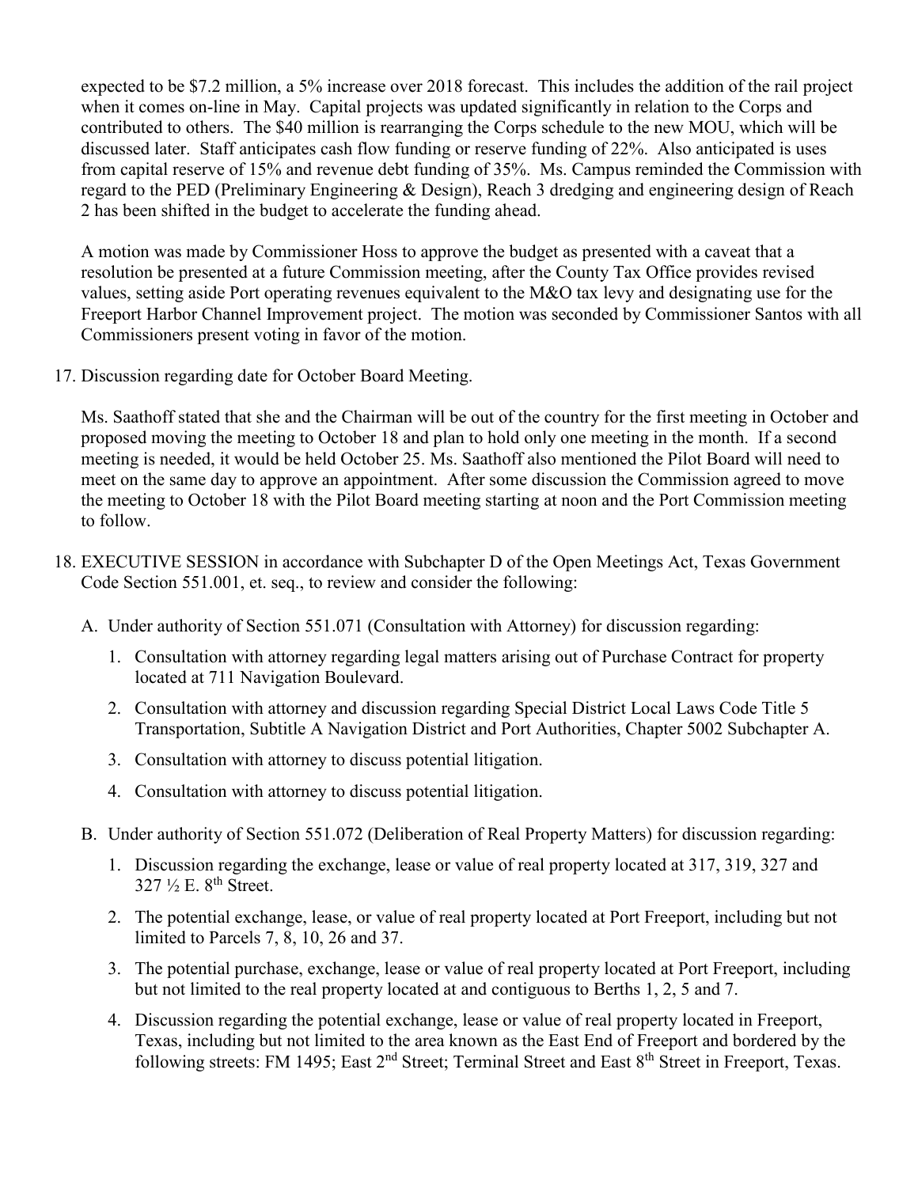expected to be $7.2 million, a 5% increase over 2018 forecast. This includes the addition of the rail project when it comes on-line in May. Capital projects was updated significantly in relation to the Corps and contributed to others. The $40 million is rearranging the Corps schedule to the new MOU, which will be discussed later. Staff anticipates cash flow funding or reserve funding of 22%. Also anticipated is uses from capital reserve of 15% and revenue debt funding of 35%. Ms. Campus reminded the Commission with regard to the PED (Preliminary Engineering & Design), Reach 3 dredging and engineering design of Reach 2 has been shifted in the budget to accelerate the funding ahead.

A motion was made by Commissioner Hoss to approve the budget as presented with a caveat that a resolution be presented at a future Commission meeting, after the County Tax Office provides revised values, setting aside Port operating revenues equivalent to the M&O tax levy and designating use for the Freeport Harbor Channel Improvement project. The motion was seconded by Commissioner Santos with all Commissioners present voting in favor of the motion.

17. Discussion regarding date for October Board Meeting.

    Ms. Saathoff stated that she and the Chairman will be out of the country for the first meeting in October and proposed moving the meeting to October 18 and plan to hold only one meeting in the month. If a second meeting is needed, it would be held October 25. Ms. Saathoff also mentioned the Pilot Board will need to meet on the same day to approve an appointment. After some discussion the Commission agreed to move the meeting to October 18 with the Pilot Board meeting starting at noon and the Port Commission meeting to follow.

18. EXECUTIVE SESSION in accordance with Subchapter D of the Open Meetings Act, Texas Government Code Section 551.001, et. seq., to review and consider the following:

    A. Under authority of Section 551.071 (Consultation with Attorney) for discussion regarding:

       1. Consultation with attorney regarding legal matters arising out of Purchase Contract for property located at 711 Navigation Boulevard.
       2. Consultation with attorney and discussion regarding Special District Local Laws Code Title 5 Transportation, Subtitle A Navigation District and Port Authorities, Chapter 5002 Subchapter A.
       3. Consultation with attorney to discuss potential litigation.
       4. Consultation with attorney to discuss potential litigation.

    B. Under authority of Section 551.072 (Deliberation of Real Property Matters) for discussion regarding:

       1. Discussion regarding the exchange, lease or value of real property located at 317, 319, 327 and 327 ½ E. 8th Street.
       2. The potential exchange, lease, or value of real property located at Port Freeport, including but not limited to Parcels 7, 8, 10, 26 and 37.
       3. The potential purchase, exchange, lease or value of real property located at Port Freeport, including but not limited to the real property located at and contiguous to Berths 1, 2, 5 and 7.
       4. Discussion regarding the potential exchange, lease or value of real property located in Freeport, Texas, including but not limited to the area known as the East End of Freeport and bordered by the following streets: FM 1495; East 2nd Street; Terminal Street and East 8th Street in Freeport, Texas.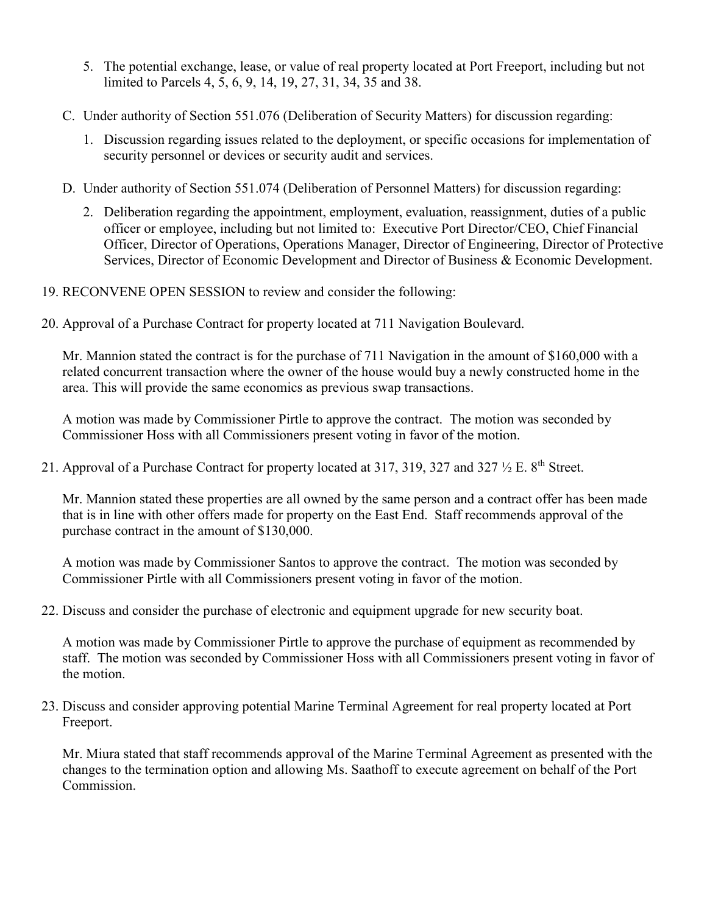5. The potential exchange, lease, or value of real property located at Port Freeport, including but not limited to Parcels 4, 5, 6, 9, 14, 19, 27, 31, 34, 35 and 38.

C. Under authority of Section 551.076 (Deliberation of Security Matters) for discussion regarding:

1. Discussion regarding issues related to the deployment, or specific occasions for implementation of security personnel or devices or security audit and services.

D. Under authority of Section 551.074 (Deliberation of Personnel Matters) for discussion regarding:

2. Deliberation regarding the appointment, employment, evaluation, reassignment, duties of a public officer or employee, including but not limited to: Executive Port Director/CEO, Chief Financial Officer, Director of Operations, Operations Manager, Director of Engineering, Director of Protective Services, Director of Economic Development and Director of Business & Economic Development.

19. RECONVENE OPEN SESSION to review and consider the following:

20. Approval of a Purchase Contract for property located at 711 Navigation Boulevard.

    Mr. Mannion stated the contract is for the purchase of 711 Navigation in the amount of $160,000 with a related concurrent transaction where the owner of the house would buy a newly constructed home in the area. This will provide the same economics as previous swap transactions.

    A motion was made by Commissioner Pirtle to approve the contract. The motion was seconded by Commissioner Hoss with all Commissioners present voting in favor of the motion.

21. Approval of a Purchase Contract for property located at 317, 319, 327 and 327 ½ E. 8th Street.

    Mr. Mannion stated these properties are all owned by the same person and a contract offer has been made that is in line with other offers made for property on the East End. Staff recommends approval of the purchase contract in the amount of $130,000.

    A motion was made by Commissioner Santos to approve the contract. The motion was seconded by Commissioner Pirtle with all Commissioners present voting in favor of the motion.

22. Discuss and consider the purchase of electronic and equipment upgrade for new security boat.

    A motion was made by Commissioner Pirtle to approve the purchase of equipment as recommended by staff. The motion was seconded by Commissioner Hoss with all Commissioners present voting in favor of the motion.

23. Discuss and consider approving potential Marine Terminal Agreement for real property located at Port Freeport.

    Mr. Miura stated that staff recommends approval of the Marine Terminal Agreement as presented with the changes to the termination option and allowing Ms. Saathoff to execute agreement on behalf of the Port Commission.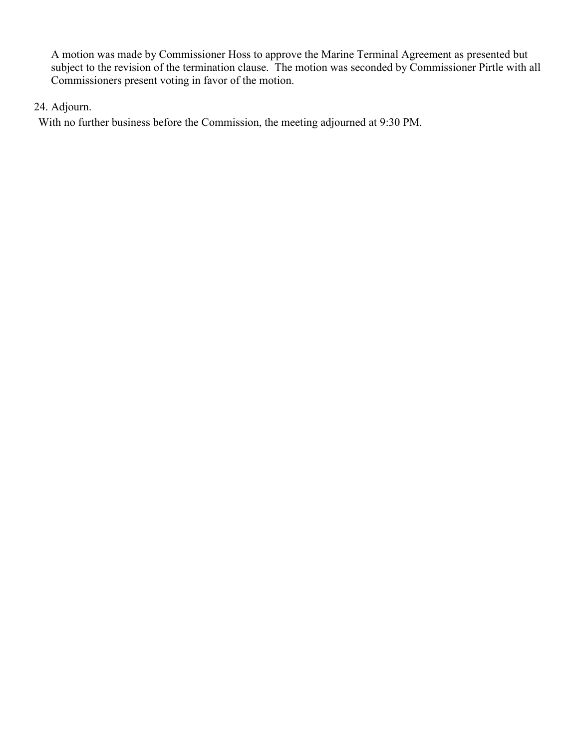A motion was made by Commissioner Hoss to approve the Marine Terminal Agreement as presented but subject to the revision of the termination clause. The motion was seconded by Commissioner Pirtle with all Commissioners present voting in favor of the motion.

24. Adjourn.

With no further business before the Commission, the meeting adjourned at 9:30 PM.